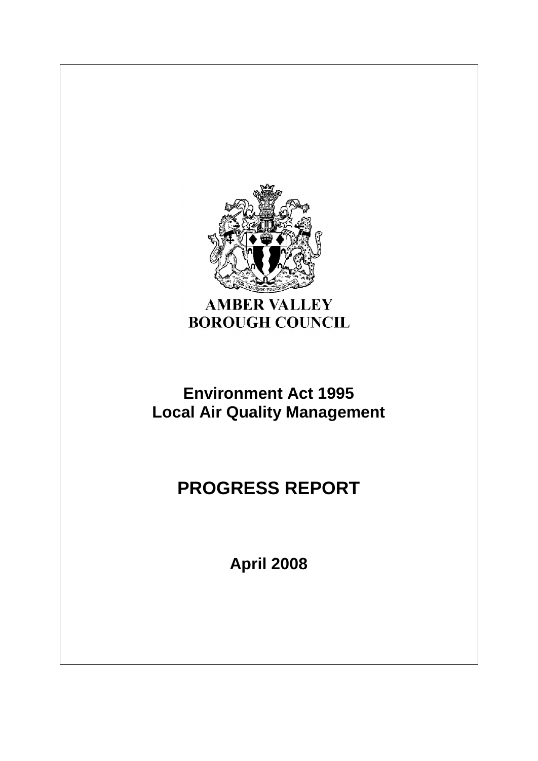AMBER VALLEY
BOROUGH COUNCIL

# Environment Act 1995
# Local Air Quality Management

# PROGRESS REPORT

**April 2008**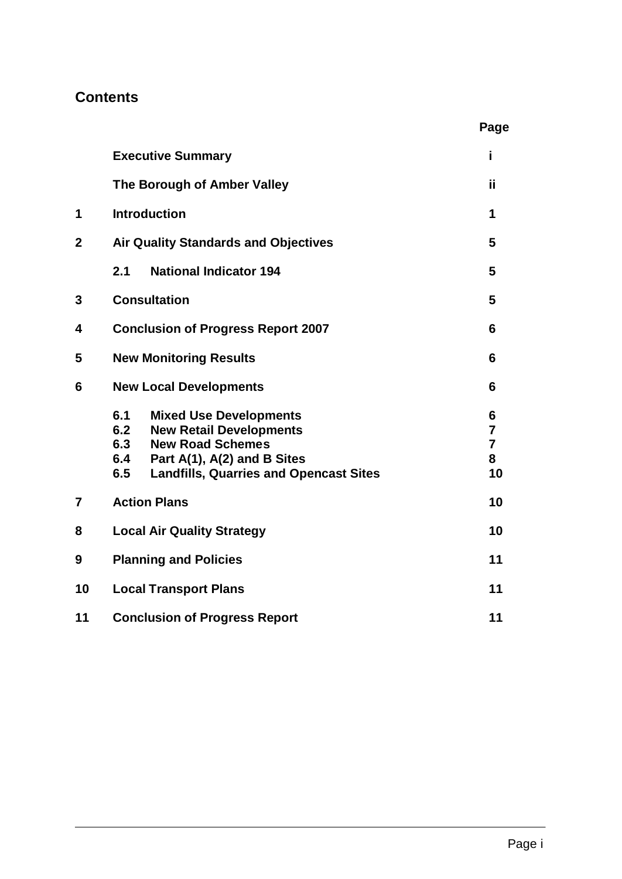## Contents

| | | Page |
|---|---|---|
| | **Executive Summary** | **i** |
| | **The Borough of Amber Valley** | **ii** |
| **1** | **Introduction** | **1** |
| **2** | **Air Quality Standards and Objectives** | **5** |
| | **2.1 National Indicator 194** | **5** |
| **3** | **Consultation** | **5** |
| **4** | **Conclusion of Progress Report 2007** | **6** |
| **5** | **New Monitoring Results** | **6** |
| **6** | **New Local Developments** | **6** |
| | **6.1 Mixed Use Developments** | **6** |
| | **6.2 New Retail Developments** | **7** |
| | **6.3 New Road Schemes** | **7** |
| | **6.4 Part A(1), A(2) and B Sites** | **8** |
| | **6.5 Landfills, Quarries and Opencast Sites** | **10** |
| **7** | **Action Plans** | **10** |
| **8** | **Local Air Quality Strategy** | **10** |
| **9** | **Planning and Policies** | **11** |
| **10** | **Local Transport Plans** | **11** |
| **11** | **Conclusion of Progress Report** | **11** |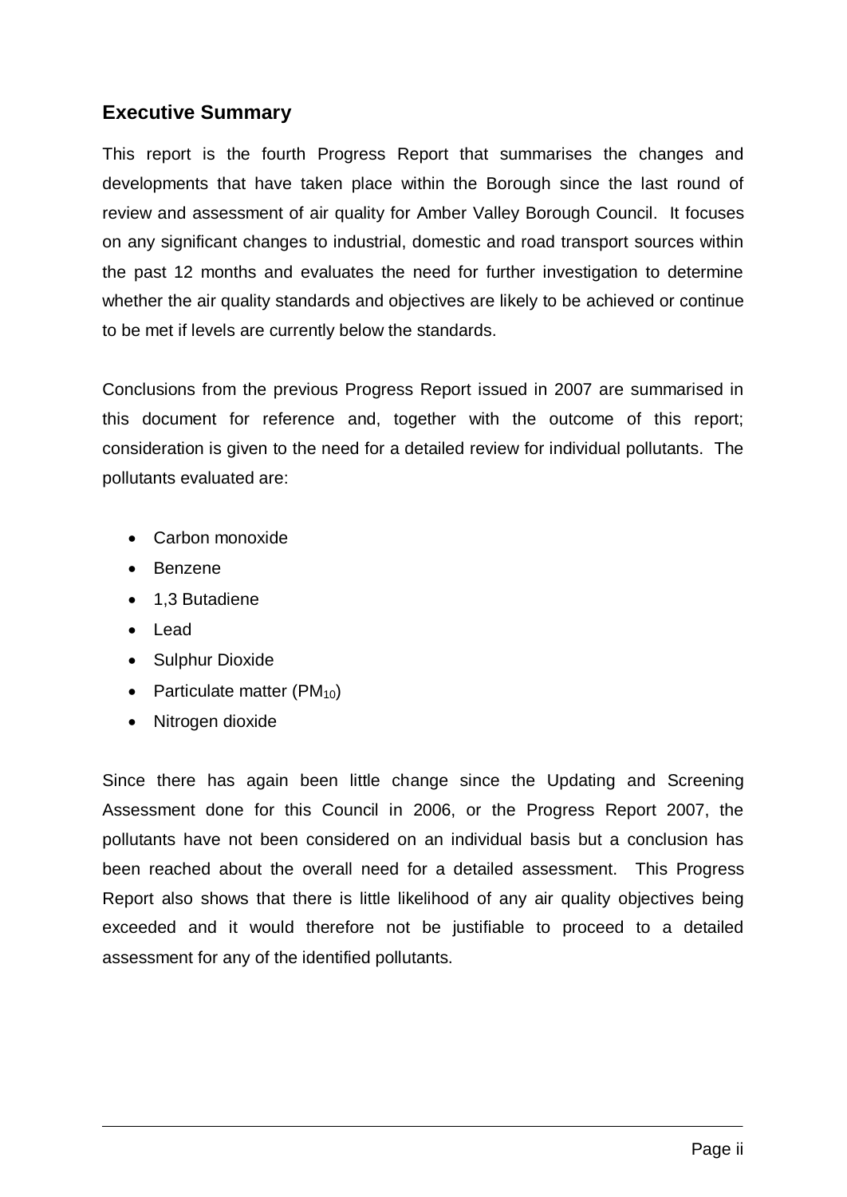## Executive Summary

This report is the fourth Progress Report that summarises the changes and developments that have taken place within the Borough since the last round of review and assessment of air quality for Amber Valley Borough Council. It focuses on any significant changes to industrial, domestic and road transport sources within the past 12 months and evaluates the need for further investigation to determine whether the air quality standards and objectives are likely to be achieved or continue to be met if levels are currently below the standards.

Conclusions from the previous Progress Report issued in 2007 are summarised in this document for reference and, together with the outcome of this report; consideration is given to the need for a detailed review for individual pollutants. The pollutants evaluated are:

- Carbon monoxide
- Benzene
- 1,3 Butadiene
- Lead
- Sulphur Dioxide
- Particulate matter ($PM_{10}$)
- Nitrogen dioxide

Since there has again been little change since the Updating and Screening Assessment done for this Council in 2006, or the Progress Report 2007, the pollutants have not been considered on an individual basis but a conclusion has been reached about the overall need for a detailed assessment. This Progress Report also shows that there is little likelihood of any air quality objectives being exceeded and it would therefore not be justifiable to proceed to a detailed assessment for any of the identified pollutants.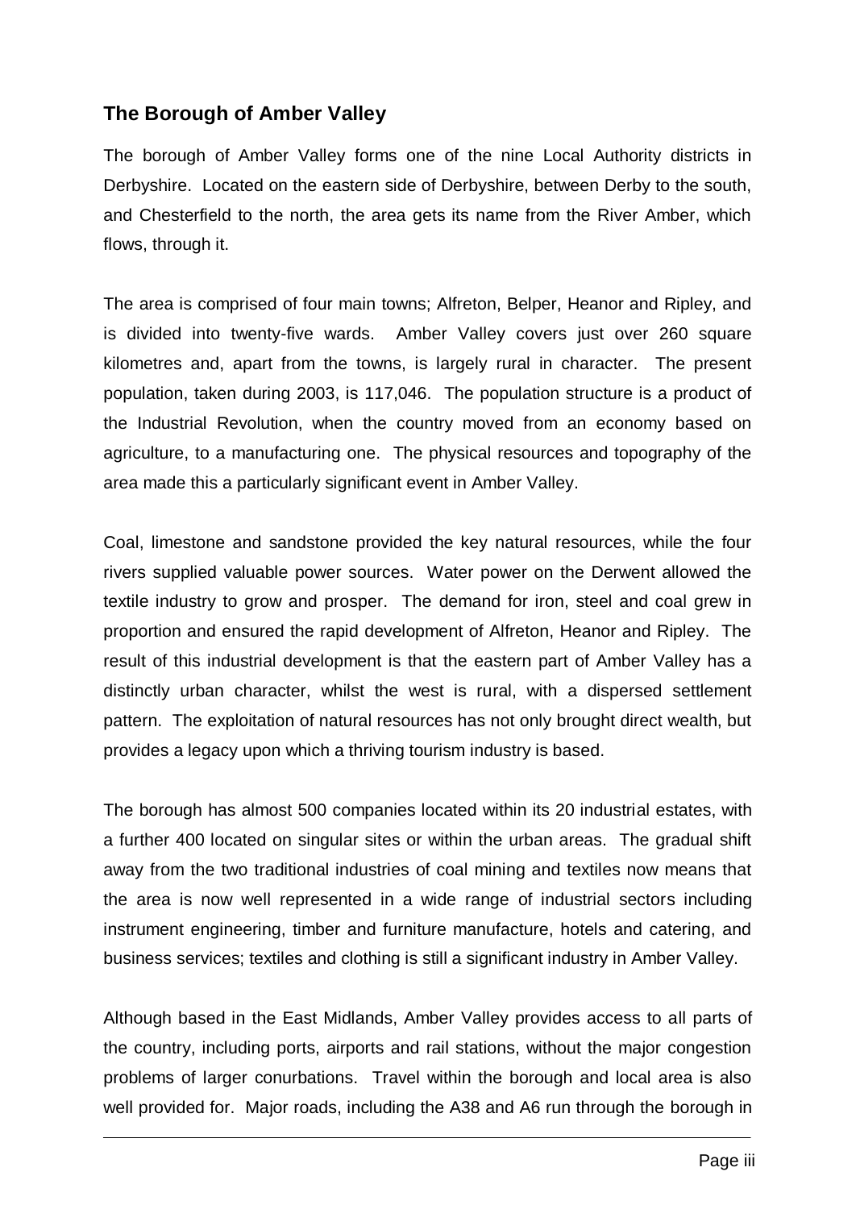## The Borough of Amber Valley

The borough of Amber Valley forms one of the nine Local Authority districts in Derbyshire. Located on the eastern side of Derbyshire, between Derby to the south, and Chesterfield to the north, the area gets its name from the River Amber, which flows, through it.

The area is comprised of four main towns; Alfreton, Belper, Heanor and Ripley, and is divided into twenty-five wards. Amber Valley covers just over 260 square kilometres and, apart from the towns, is largely rural in character. The present population, taken during 2003, is 117,046. The population structure is a product of the Industrial Revolution, when the country moved from an economy based on agriculture, to a manufacturing one. The physical resources and topography of the area made this a particularly significant event in Amber Valley.

Coal, limestone and sandstone provided the key natural resources, while the four rivers supplied valuable power sources. Water power on the Derwent allowed the textile industry to grow and prosper. The demand for iron, steel and coal grew in proportion and ensured the rapid development of Alfreton, Heanor and Ripley. The result of this industrial development is that the eastern part of Amber Valley has a distinctly urban character, whilst the west is rural, with a dispersed settlement pattern. The exploitation of natural resources has not only brought direct wealth, but provides a legacy upon which a thriving tourism industry is based.

The borough has almost 500 companies located within its 20 industrial estates, with a further 400 located on singular sites or within the urban areas. The gradual shift away from the two traditional industries of coal mining and textiles now means that the area is now well represented in a wide range of industrial sectors including instrument engineering, timber and furniture manufacture, hotels and catering, and business services; textiles and clothing is still a significant industry in Amber Valley.

Although based in the East Midlands, Amber Valley provides access to all parts of the country, including ports, airports and rail stations, without the major congestion problems of larger conurbations. Travel within the borough and local area is also well provided for. Major roads, including the A38 and A6 run through the borough in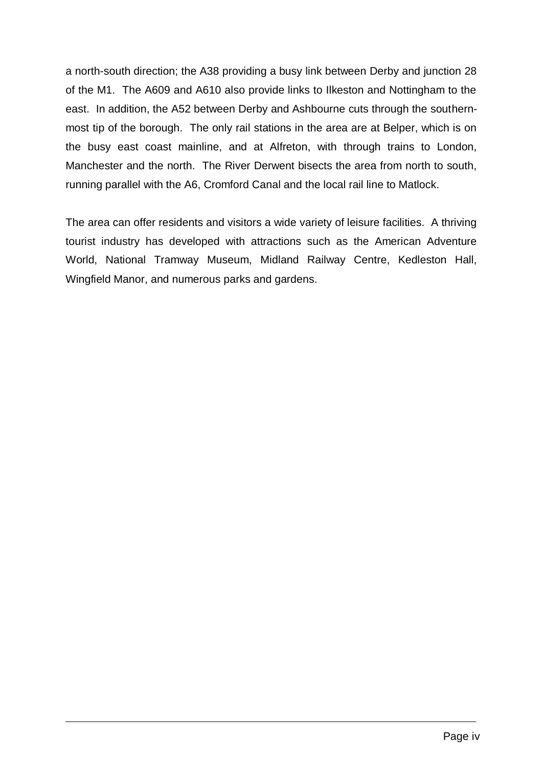a north-south direction; the A38 providing a busy link between Derby and junction 28 of the M1. The A609 and A610 also provide links to Ilkeston and Nottingham to the east. In addition, the A52 between Derby and Ashbourne cuts through the southern-most tip of the borough. The only rail stations in the area are at Belper, which is on the busy east coast mainline, and at Alfreton, with through trains to London, Manchester and the north. The River Derwent bisects the area from north to south, running parallel with the A6, Cromford Canal and the local rail line to Matlock.

The area can offer residents and visitors a wide variety of leisure facilities. A thriving tourist industry has developed with attractions such as the American Adventure World, National Tramway Museum, Midland Railway Centre, Kedleston Hall, Wingfield Manor, and numerous parks and gardens.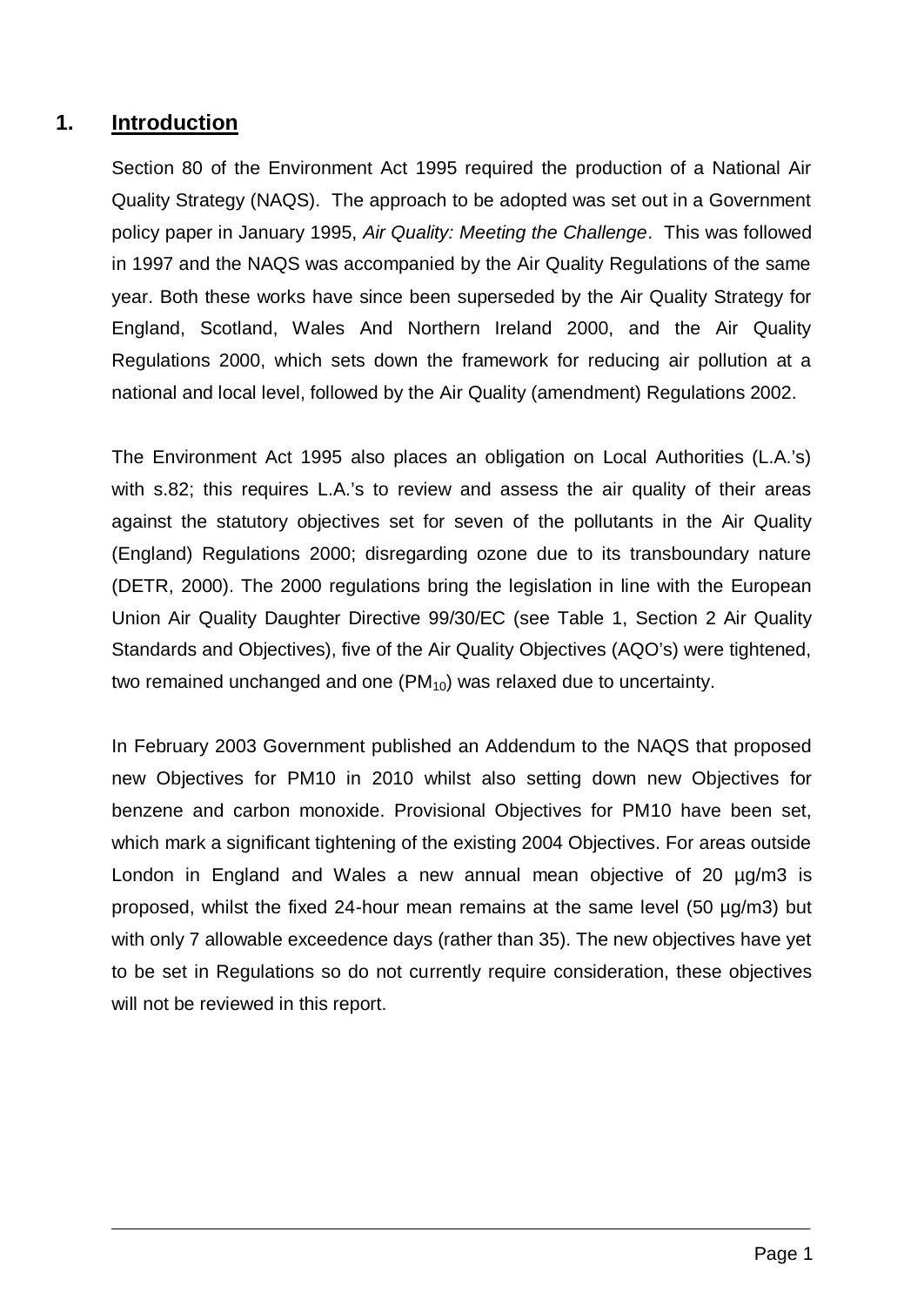## 1. Introduction

Section 80 of the Environment Act 1995 required the production of a National Air Quality Strategy (NAQS). The approach to be adopted was set out in a Government policy paper in January 1995, *Air Quality: Meeting the Challenge*. This was followed in 1997 and the NAQS was accompanied by the Air Quality Regulations of the same year. Both these works have since been superseded by the Air Quality Strategy for England, Scotland, Wales And Northern Ireland 2000, and the Air Quality Regulations 2000, which sets down the framework for reducing air pollution at a national and local level, followed by the Air Quality (amendment) Regulations 2002.

The Environment Act 1995 also places an obligation on Local Authorities (L.A.'s) with s.82; this requires L.A.'s to review and assess the air quality of their areas against the statutory objectives set for seven of the pollutants in the Air Quality (England) Regulations 2000; disregarding ozone due to its transboundary nature (DETR, 2000). The 2000 regulations bring the legislation in line with the European Union Air Quality Daughter Directive 99/30/EC (see Table 1, Section 2 Air Quality Standards and Objectives), five of the Air Quality Objectives (AQO's) were tightened, two remained unchanged and one ($PM_{10}$) was relaxed due to uncertainty.

In February 2003 Government published an Addendum to the NAQS that proposed new Objectives for PM10 in 2010 whilst also setting down new Objectives for benzene and carbon monoxide. Provisional Objectives for PM10 have been set, which mark a significant tightening of the existing 2004 Objectives. For areas outside London in England and Wales a new annual mean objective of 20 µg/m3 is proposed, whilst the fixed 24-hour mean remains at the same level (50 µg/m3) but with only 7 allowable exceedence days (rather than 35). The new objectives have yet to be set in Regulations so do not currently require consideration, these objectives will not be reviewed in this report.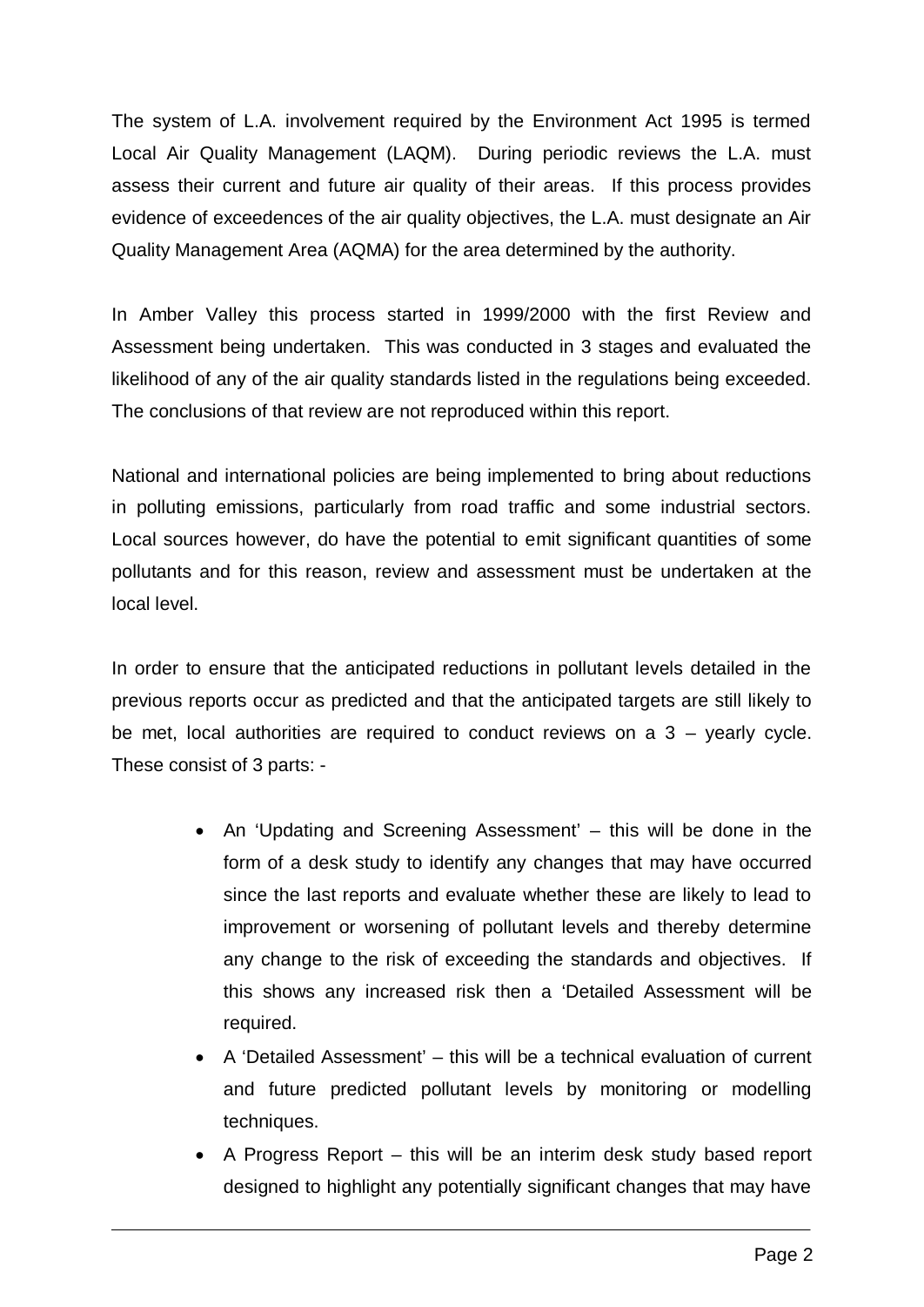The system of L.A. involvement required by the Environment Act 1995 is termed Local Air Quality Management (LAQM). During periodic reviews the L.A. must assess their current and future air quality of their areas. If this process provides evidence of exceedences of the air quality objectives, the L.A. must designate an Air Quality Management Area (AQMA) for the area determined by the authority.

In Amber Valley this process started in 1999/2000 with the first Review and Assessment being undertaken. This was conducted in 3 stages and evaluated the likelihood of any of the air quality standards listed in the regulations being exceeded. The conclusions of that review are not reproduced within this report.

National and international policies are being implemented to bring about reductions in polluting emissions, particularly from road traffic and some industrial sectors. Local sources however, do have the potential to emit significant quantities of some pollutants and for this reason, review and assessment must be undertaken at the local level.

In order to ensure that the anticipated reductions in pollutant levels detailed in the previous reports occur as predicted and that the anticipated targets are still likely to be met, local authorities are required to conduct reviews on a 3 – yearly cycle. These consist of 3 parts: -

- An 'Updating and Screening Assessment' – this will be done in the form of a desk study to identify any changes that may have occurred since the last reports and evaluate whether these are likely to lead to improvement or worsening of pollutant levels and thereby determine any change to the risk of exceeding the standards and objectives. If this shows any increased risk then a 'Detailed Assessment will be required.
- A 'Detailed Assessment' – this will be a technical evaluation of current and future predicted pollutant levels by monitoring or modelling techniques.
- A Progress Report – this will be an interim desk study based report designed to highlight any potentially significant changes that may have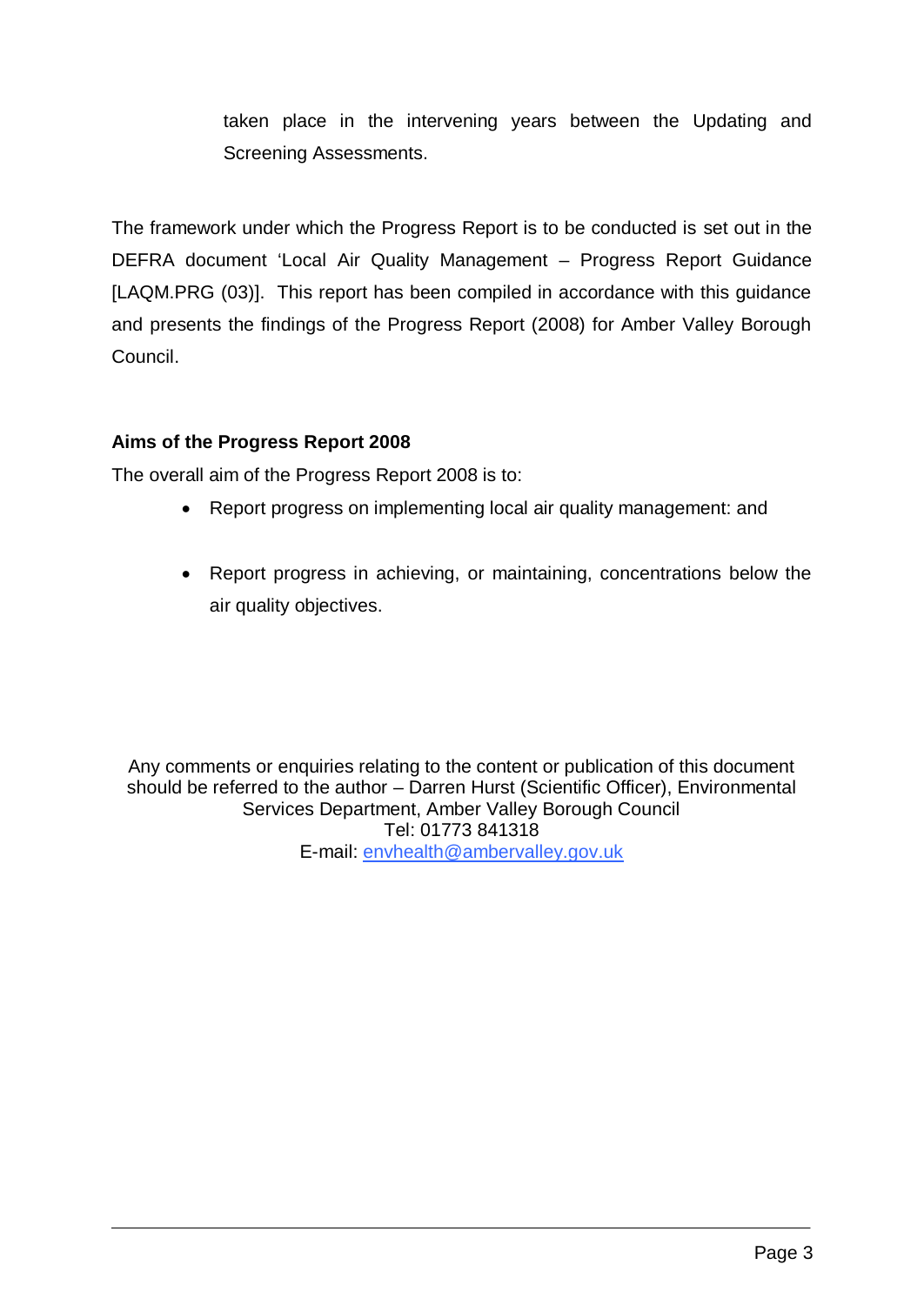taken place in the intervening years between the Updating and Screening Assessments.

The framework under which the Progress Report is to be conducted is set out in the DEFRA document 'Local Air Quality Management – Progress Report Guidance [LAQM.PRG (03)]. This report has been compiled in accordance with this guidance and presents the findings of the Progress Report (2008) for Amber Valley Borough Council.

**Aims of the Progress Report 2008**

The overall aim of the Progress Report 2008 is to:

- Report progress on implementing local air quality management: and
- Report progress in achieving, or maintaining, concentrations below the air quality objectives.

Any comments or enquiries relating to the content or publication of this document should be referred to the author – Darren Hurst (Scientific Officer), Environmental Services Department, Amber Valley Borough Council
Tel: 01773 841318
E-mail: envhealth@ambervalley.gov.uk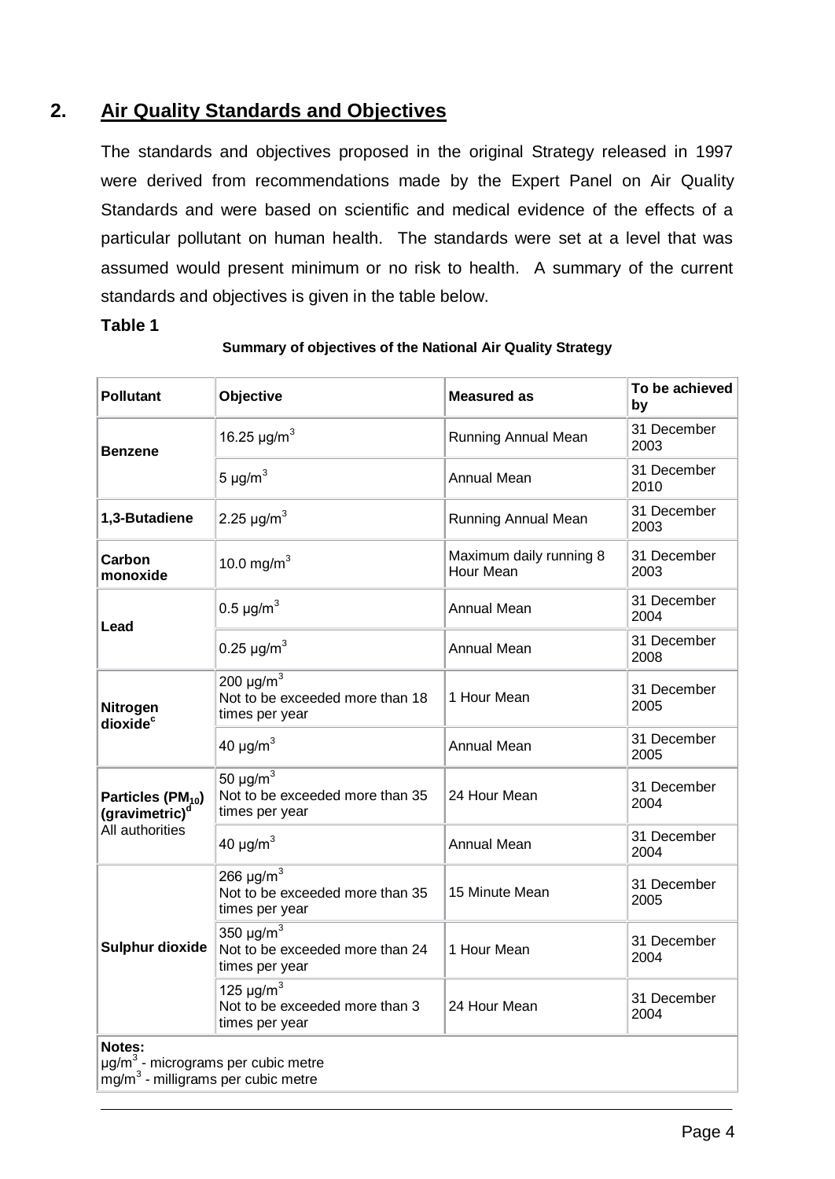## 2. Air Quality Standards and Objectives

The standards and objectives proposed in the original Strategy released in 1997 were derived from recommendations made by the Expert Panel on Air Quality Standards and were based on scientific and medical evidence of the effects of a particular pollutant on human health. The standards were set at a level that was assumed would present minimum or no risk to health. A summary of the current standards and objectives is given in the table below.

**Table 1**

**Summary of objectives of the National Air Quality Strategy**

| Pollutant | Objective | Measured as | To be achieved by |
|---|---|---|---|
| **Benzene** | 16.25 µg/m³ | Running Annual Mean | 31 December 2003 |
| | 5 µg/m³ | Annual Mean | 31 December 2010 |
| **1,3-Butadiene** | 2.25 µg/m³ | Running Annual Mean | 31 December 2003 |
| **Carbon monoxide** | 10.0 mg/m³ | Maximum daily running 8 Hour Mean | 31 December 2003 |
| **Lead** | 0.5 µg/m³ | Annual Mean | 31 December 2004 |
| | 0.25 µg/m³ | Annual Mean | 31 December 2008 |
| **Nitrogen dioxide**[c] | 200 µg/m³ Not to be exceeded more than 18 times per year | 1 Hour Mean | 31 December 2005 |
| | 40 µg/m³ | Annual Mean | 31 December 2005 |
| **Particles ($PM_{10}$) (gravimetric)**[d] All authorities | 50 µg/m³ Not to be exceeded more than 35 times per year | 24 Hour Mean | 31 December 2004 |
| | 40 µg/m³ | Annual Mean | 31 December 2004 |
| **Sulphur dioxide** | 266 µg/m³ Not to be exceeded more than 35 times per year | 15 Minute Mean | 31 December 2005 |
| | 350 µg/m³ Not to be exceeded more than 24 times per year | 1 Hour Mean | 31 December 2004 |
| | 125 µg/m³ Not to be exceeded more than 3 times per year | 24 Hour Mean | 31 December 2004 |

**Notes:**
µg/m³ - micrograms per cubic metre
mg/m³ - milligrams per cubic metre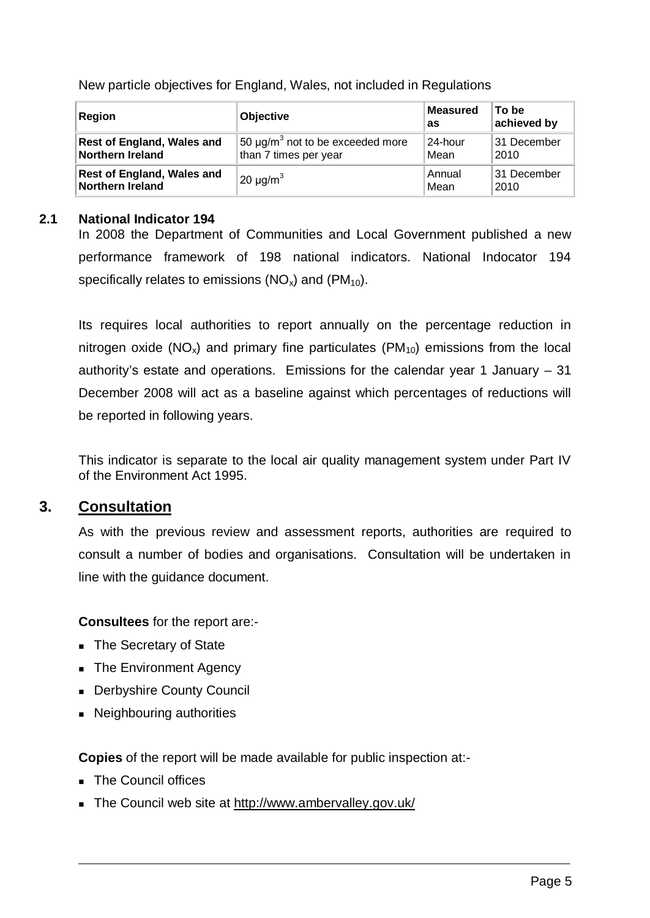New particle objectives for England, Wales, not included in Regulations

| Region | Objective | Measured as | To be achieved by |
|---|---|---|---|
| **Rest of England, Wales and Northern Ireland** | 50 $\mu g/m^3$ not to be exceeded more than 7 times per year | 24-hour Mean | 31 December 2010 |
| **Rest of England, Wales and Northern Ireland** | 20 $\mu g/m^3$ | Annual Mean | 31 December 2010 |

### 2.1 National Indicator 194

In 2008 the Department of Communities and Local Government published a new performance framework of 198 national indicators. National Indocator 194 specifically relates to emissions ($NO_x$) and ($PM_{10}$).

Its requires local authorities to report annually on the percentage reduction in nitrogen oxide ($NO_x$) and primary fine particulates ($PM_{10}$) emissions from the local authority's estate and operations. Emissions for the calendar year 1 January – 31 December 2008 will act as a baseline against which percentages of reductions will be reported in following years.

This indicator is separate to the local air quality management system under Part IV of the Environment Act 1995.

## 3. Consultation

As with the previous review and assessment reports, authorities are required to consult a number of bodies and organisations. Consultation will be undertaken in line with the guidance document.

**Consultees** for the report are:-

- The Secretary of State
- The Environment Agency
- Derbyshire County Council
- Neighbouring authorities

**Copies** of the report will be made available for public inspection at:-

- The Council offices
- The Council web site at http://www.ambervalley.gov.uk/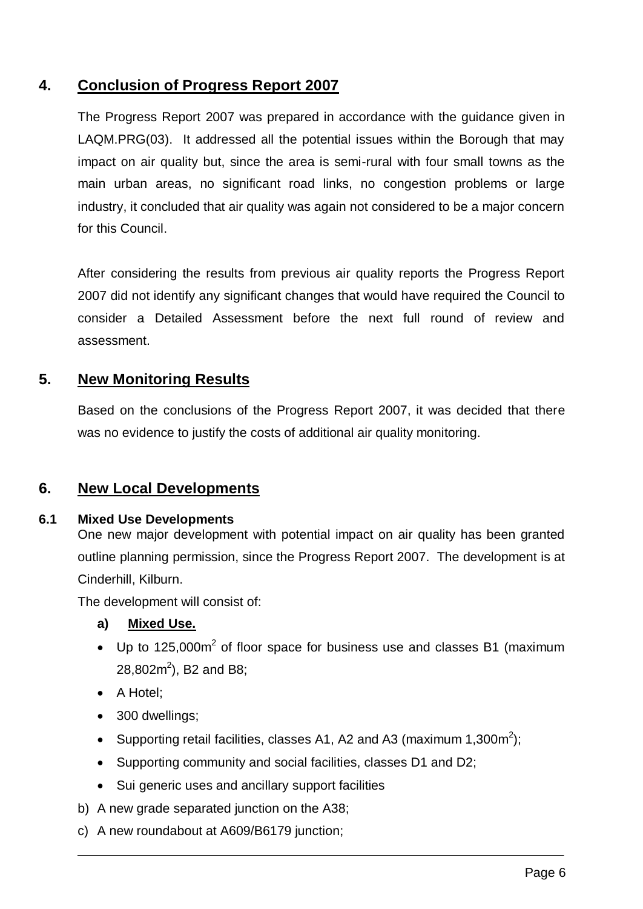## 4. Conclusion of Progress Report 2007

The Progress Report 2007 was prepared in accordance with the guidance given in LAQM.PRG(03). It addressed all the potential issues within the Borough that may impact on air quality but, since the area is semi-rural with four small towns as the main urban areas, no significant road links, no congestion problems or large industry, it concluded that air quality was again not considered to be a major concern for this Council.

After considering the results from previous air quality reports the Progress Report 2007 did not identify any significant changes that would have required the Council to consider a Detailed Assessment before the next full round of review and assessment.

## 5. New Monitoring Results

Based on the conclusions of the Progress Report 2007, it was decided that there was no evidence to justify the costs of additional air quality monitoring.

## 6. New Local Developments

### 6.1 Mixed Use Developments

One new major development with potential impact on air quality has been granted outline planning permission, since the Progress Report 2007. The development is at Cinderhill, Kilburn.

The development will consist of:

**a) Mixed Use.**

- Up to 125,000m$^2$ of floor space for business use and classes B1 (maximum 28,802m$^2$), B2 and B8;
- A Hotel;
- 300 dwellings;
- Supporting retail facilities, classes A1, A2 and A3 (maximum 1,300m$^2$);
- Supporting community and social facilities, classes D1 and D2;
- Sui generic uses and ancillary support facilities

b) A new grade separated junction on the A38;

c) A new roundabout at A609/B6179 junction;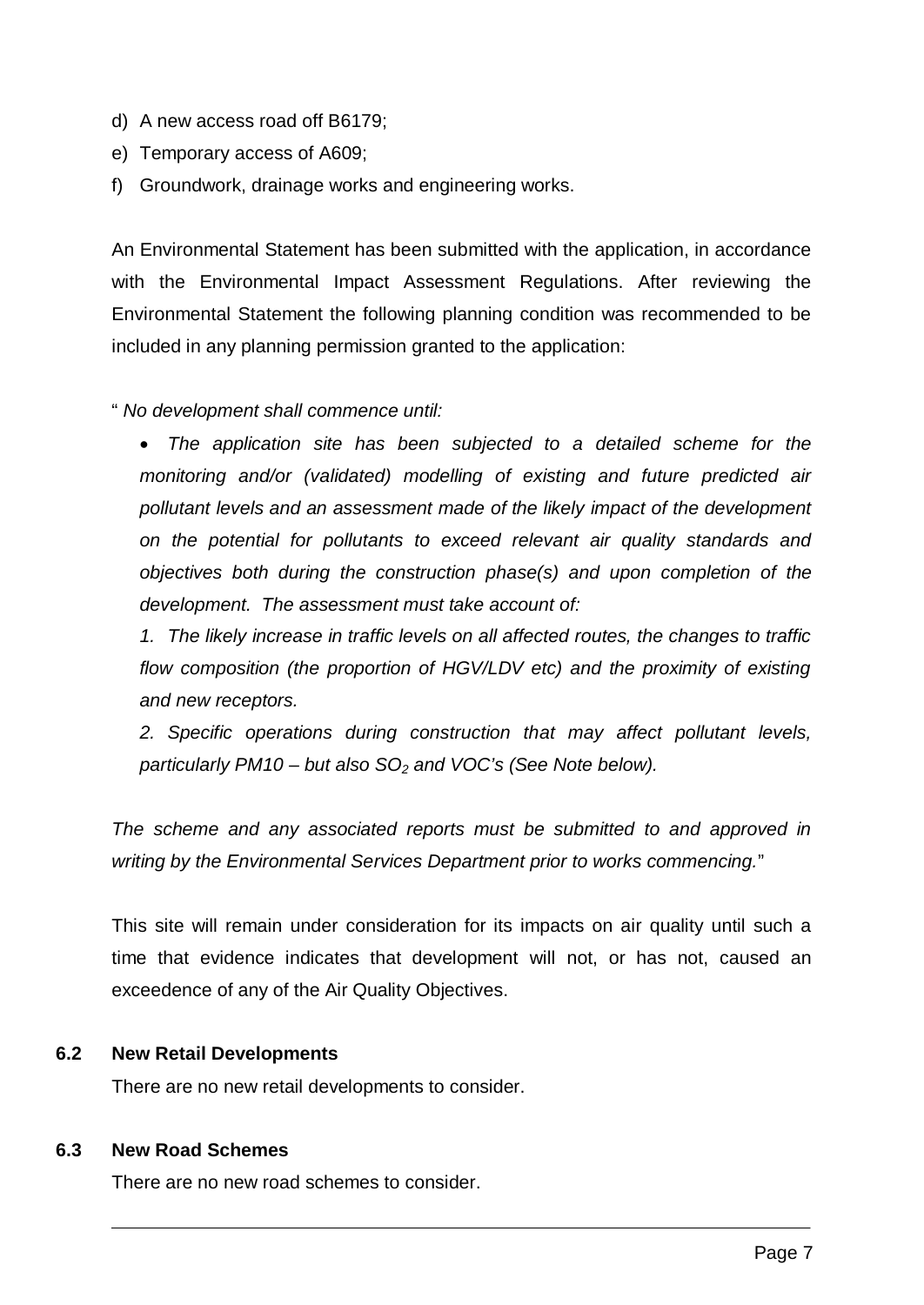d) A new access road off B6179;

e) Temporary access of A609;

f) Groundwork, drainage works and engineering works.

An Environmental Statement has been submitted with the application, in accordance with the Environmental Impact Assessment Regulations. After reviewing the Environmental Statement the following planning condition was recommended to be included in any planning permission granted to the application:

" *No development shall commence until:*

- *The application site has been subjected to a detailed scheme for the monitoring and/or (validated) modelling of existing and future predicted air pollutant levels and an assessment made of the likely impact of the development on the potential for pollutants to exceed relevant air quality standards and objectives both during the construction phase(s) and upon completion of the development. The assessment must take account of:*

*1. The likely increase in traffic levels on all affected routes, the changes to traffic flow composition (the proportion of HGV/LDV etc) and the proximity of existing and new receptors.*

*2. Specific operations during construction that may affect pollutant levels, particularly PM10 – but also $SO_2$ and VOC's (See Note below).*

*The scheme and any associated reports must be submitted to and approved in writing by the Environmental Services Department prior to works commencing.*"

This site will remain under consideration for its impacts on air quality until such a time that evidence indicates that development will not, or has not, caused an exceedence of any of the Air Quality Objectives.

### 6.2 New Retail Developments

There are no new retail developments to consider.

### 6.3 New Road Schemes

There are no new road schemes to consider.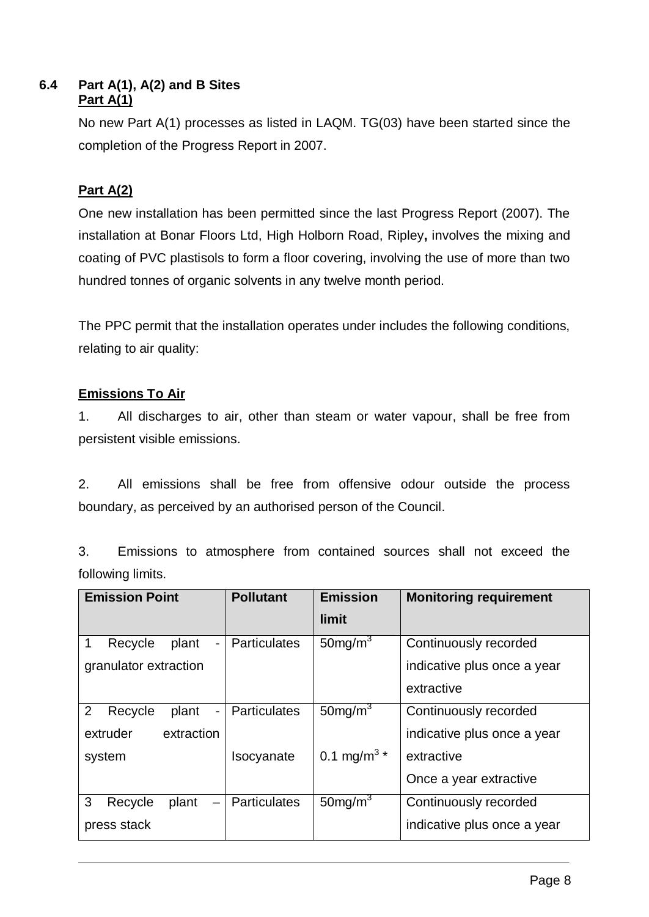### 6.4 Part A(1), A(2) and B Sites

**Part A(1)**

No new Part A(1) processes as listed in LAQM. TG(03) have been started since the completion of the Progress Report in 2007.

**Part A(2)**

One new installation has been permitted since the last Progress Report (2007). The installation at Bonar Floors Ltd, High Holborn Road, Ripley**,** involves the mixing and coating of PVC plastisols to form a floor covering, involving the use of more than two hundred tonnes of organic solvents in any twelve month period.

The PPC permit that the installation operates under includes the following conditions, relating to air quality:

**Emissions To Air**

1. All discharges to air, other than steam or water vapour, shall be free from persistent visible emissions.

2. All emissions shall be free from offensive odour outside the process boundary, as perceived by an authorised person of the Council.

3. Emissions to atmosphere from contained sources shall not exceed the following limits.

| Emission Point | Pollutant | Emission limit | Monitoring requirement |
|---|---|---|---|
| 1 Recycle plant - granulator extraction | Particulates | 50mg/m$^3$ | Continuously recorded indicative plus once a year extractive |
| 2 Recycle plant - extruder extraction system | Particulates<br><br>Isocyanate | 50mg/m$^3$<br><br>0.1 mg/m$^3$ * | Continuously recorded indicative plus once a year extractive<br>Once a year extractive |
| 3 Recycle plant – press stack | Particulates | 50mg/m$^3$ | Continuously recorded indicative plus once a year |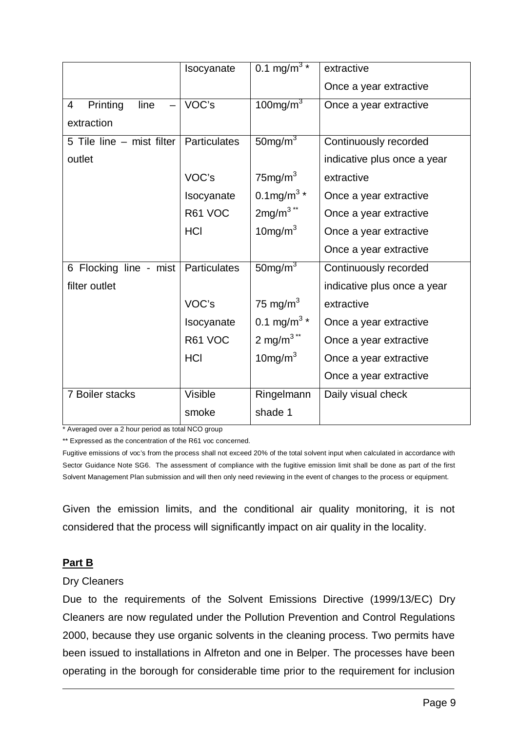|  | Isocyanate | 0.1 mg/m$^3$ * | extractive<br>Once a year extractive |
|---|---|---|---|
| 4 Printing line – extraction | VOC's | 100mg/m$^3$ | Once a year extractive |
| 5 Tile line – mist filter outlet | Particulates<br><br>VOC's<br>Isocyanate<br>R61 VOC<br>HCl | 50mg/m$^3$<br><br>75mg/m$^3$<br>0.1mg/m$^3$ *<br>2mg/m$^3$ **<br>10mg/m$^3$ | Continuously recorded indicative plus once a year extractive<br>Once a year extractive<br>Once a year extractive<br>Once a year extractive<br>Once a year extractive |
| 6 Flocking line - mist filter outlet | Particulates<br><br>VOC's<br>Isocyanate<br>R61 VOC<br>HCl | 50mg/m$^3$<br><br>75 mg/m$^3$<br>0.1 mg/m$^3$ *<br>2 mg/m$^3$ **<br>10mg/m$^3$ | Continuously recorded indicative plus once a year extractive<br>Once a year extractive<br>Once a year extractive<br>Once a year extractive<br>Once a year extractive |
| 7 Boiler stacks | Visible smoke | Ringelmann shade 1 | Daily visual check |

* Averaged over a 2 hour period as total NCO group

** Expressed as the concentration of the R61 voc concerned.

Fugitive emissions of voc's from the process shall not exceed 20% of the total solvent input when calculated in accordance with Sector Guidance Note SG6. The assessment of compliance with the fugitive emission limit shall be done as part of the first Solvent Management Plan submission and will then only need reviewing in the event of changes to the process or equipment.

Given the emission limits, and the conditional air quality monitoring, it is not considered that the process will significantly impact on air quality in the locality.

**Part B**

Dry Cleaners

Due to the requirements of the Solvent Emissions Directive (1999/13/EC) Dry Cleaners are now regulated under the Pollution Prevention and Control Regulations 2000, because they use organic solvents in the cleaning process. Two permits have been issued to installations in Alfreton and one in Belper. The processes have been operating in the borough for considerable time prior to the requirement for inclusion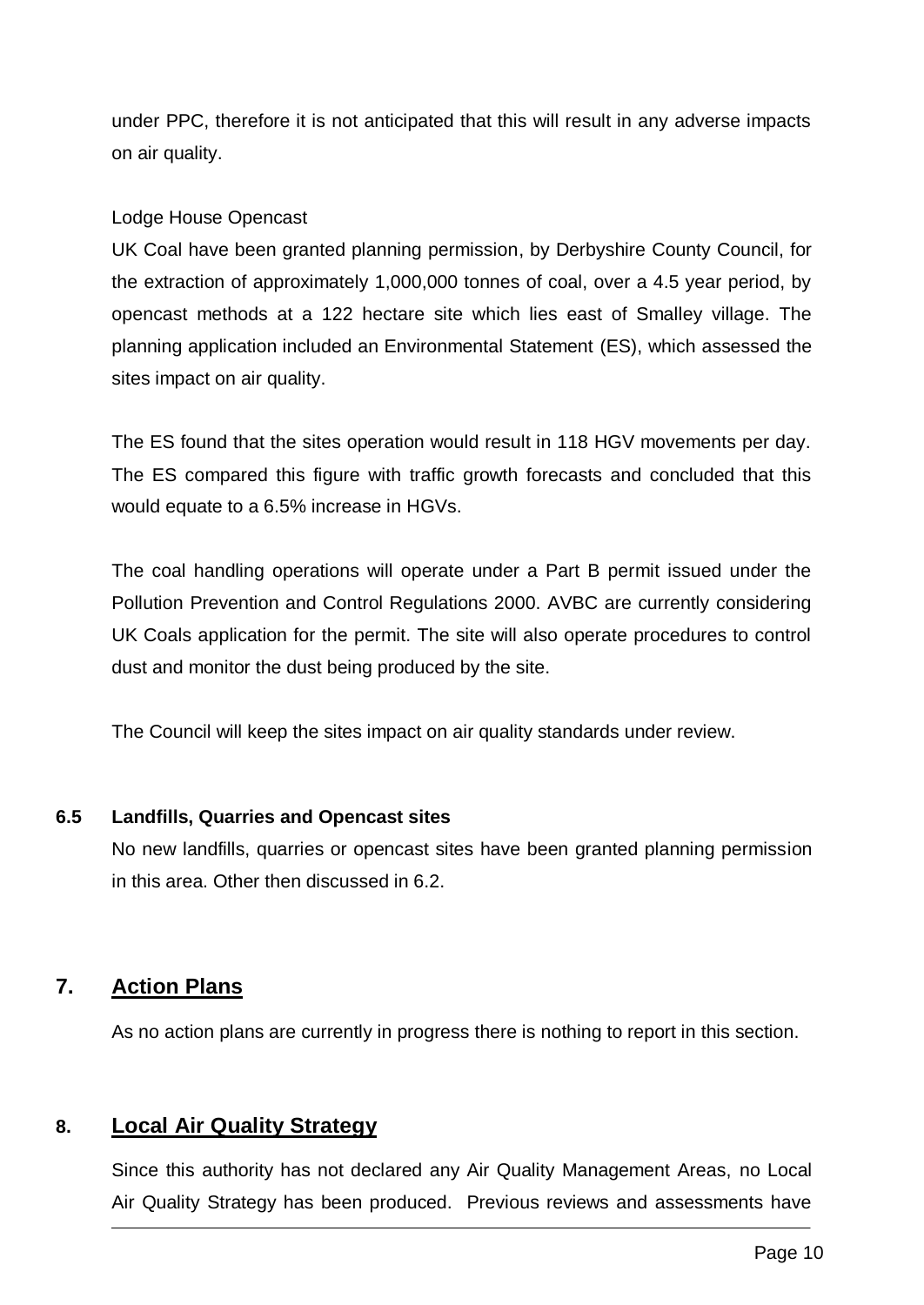under PPC, therefore it is not anticipated that this will result in any adverse impacts on air quality.

Lodge House Opencast

UK Coal have been granted planning permission, by Derbyshire County Council, for the extraction of approximately 1,000,000 tonnes of coal, over a 4.5 year period, by opencast methods at a 122 hectare site which lies east of Smalley village. The planning application included an Environmental Statement (ES), which assessed the sites impact on air quality.

The ES found that the sites operation would result in 118 HGV movements per day. The ES compared this figure with traffic growth forecasts and concluded that this would equate to a 6.5% increase in HGVs.

The coal handling operations will operate under a Part B permit issued under the Pollution Prevention and Control Regulations 2000. AVBC are currently considering UK Coals application for the permit. The site will also operate procedures to control dust and monitor the dust being produced by the site.

The Council will keep the sites impact on air quality standards under review.

### 6.5 Landfills, Quarries and Opencast sites

No new landfills, quarries or opencast sites have been granted planning permission in this area. Other then discussed in 6.2.

## 7. Action Plans

As no action plans are currently in progress there is nothing to report in this section.

## 8. Local Air Quality Strategy

Since this authority has not declared any Air Quality Management Areas, no Local Air Quality Strategy has been produced. Previous reviews and assessments have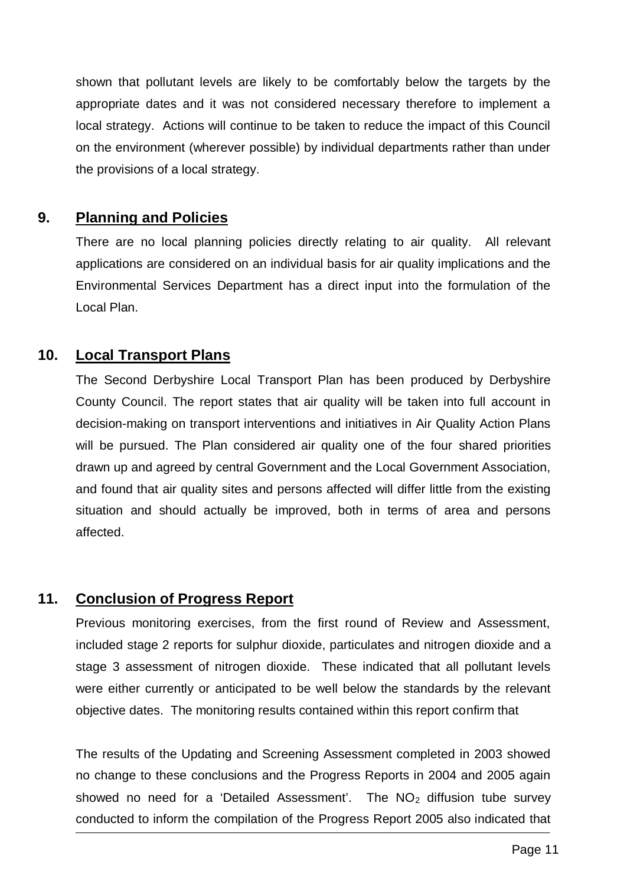shown that pollutant levels are likely to be comfortably below the targets by the appropriate dates and it was not considered necessary therefore to implement a local strategy. Actions will continue to be taken to reduce the impact of this Council on the environment (wherever possible) by individual departments rather than under the provisions of a local strategy.

## 9. Planning and Policies

There are no local planning policies directly relating to air quality. All relevant applications are considered on an individual basis for air quality implications and the Environmental Services Department has a direct input into the formulation of the Local Plan.

## 10. Local Transport Plans

The Second Derbyshire Local Transport Plan has been produced by Derbyshire County Council. The report states that air quality will be taken into full account in decision-making on transport interventions and initiatives in Air Quality Action Plans will be pursued. The Plan considered air quality one of the four shared priorities drawn up and agreed by central Government and the Local Government Association, and found that air quality sites and persons affected will differ little from the existing situation and should actually be improved, both in terms of area and persons affected.

## 11. Conclusion of Progress Report

Previous monitoring exercises, from the first round of Review and Assessment, included stage 2 reports for sulphur dioxide, particulates and nitrogen dioxide and a stage 3 assessment of nitrogen dioxide. These indicated that all pollutant levels were either currently or anticipated to be well below the standards by the relevant objective dates. The monitoring results contained within this report confirm that

The results of the Updating and Screening Assessment completed in 2003 showed no change to these conclusions and the Progress Reports in 2004 and 2005 again showed no need for a 'Detailed Assessment'. The $NO_2$ diffusion tube survey conducted to inform the compilation of the Progress Report 2005 also indicated that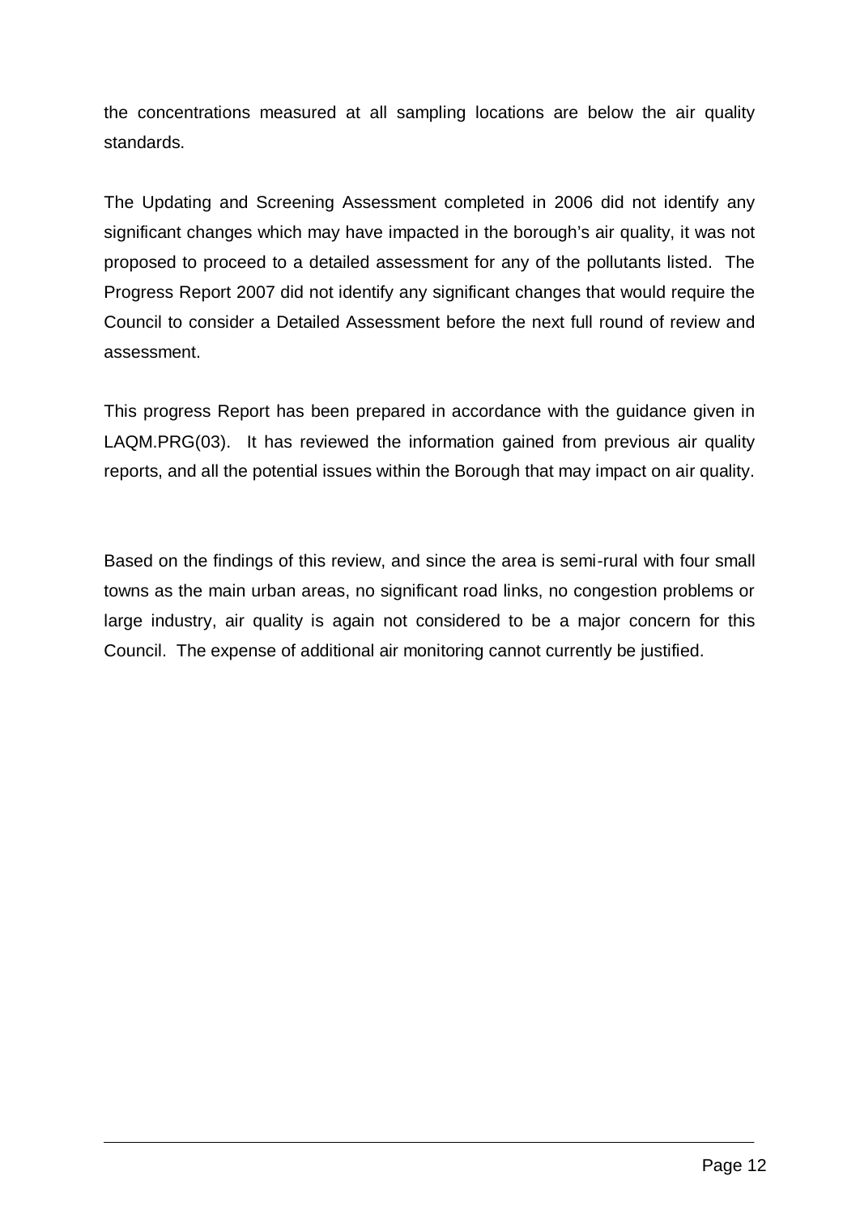the concentrations measured at all sampling locations are below the air quality standards.

The Updating and Screening Assessment completed in 2006 did not identify any significant changes which may have impacted in the borough's air quality, it was not proposed to proceed to a detailed assessment for any of the pollutants listed. The Progress Report 2007 did not identify any significant changes that would require the Council to consider a Detailed Assessment before the next full round of review and assessment.

This progress Report has been prepared in accordance with the guidance given in LAQM.PRG(03). It has reviewed the information gained from previous air quality reports, and all the potential issues within the Borough that may impact on air quality.

Based on the findings of this review, and since the area is semi-rural with four small towns as the main urban areas, no significant road links, no congestion problems or large industry, air quality is again not considered to be a major concern for this Council. The expense of additional air monitoring cannot currently be justified.